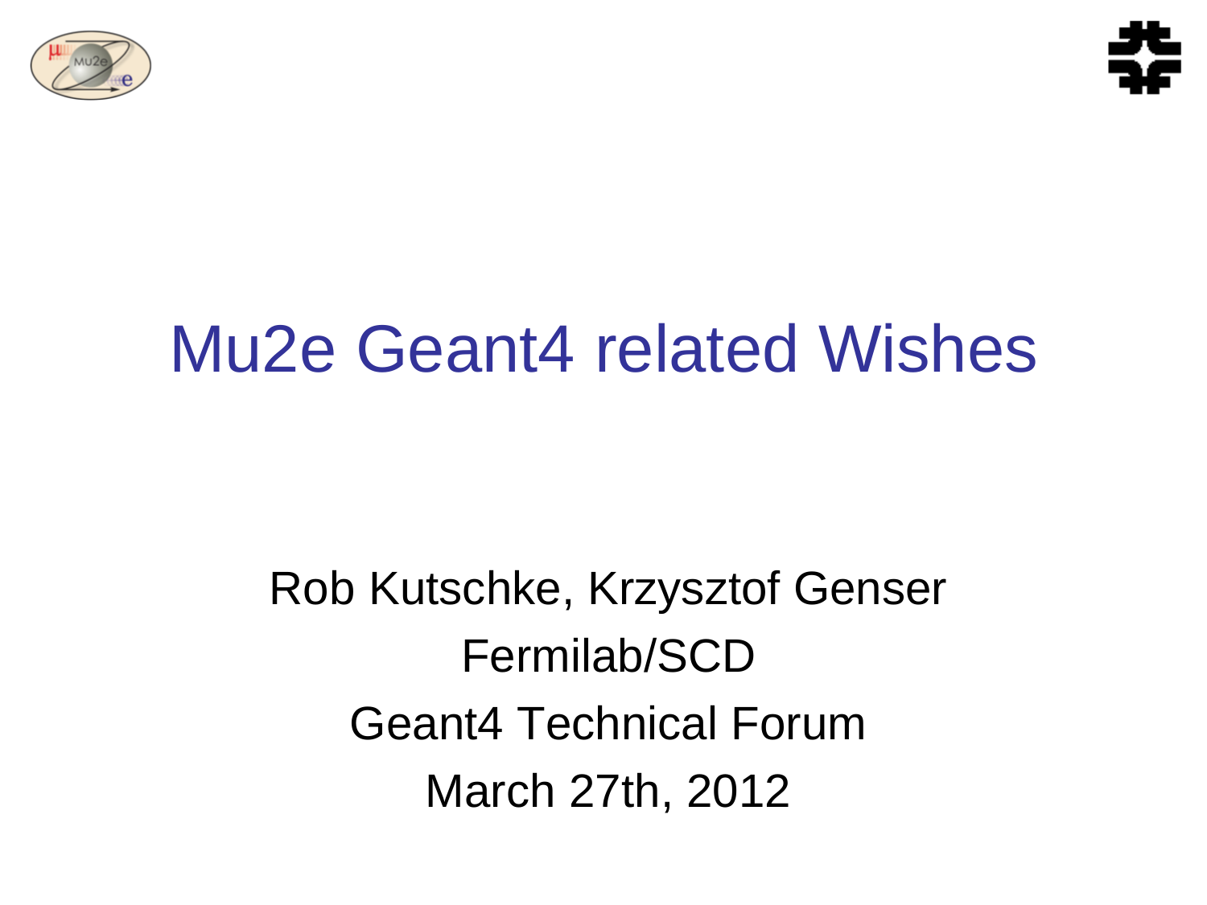# Mu2e Geant4 related Wishes

Rob Kutschke, Krzysztof Genser

Fermilab/SCD

Geant4 Technical Forum

March 27th, 2012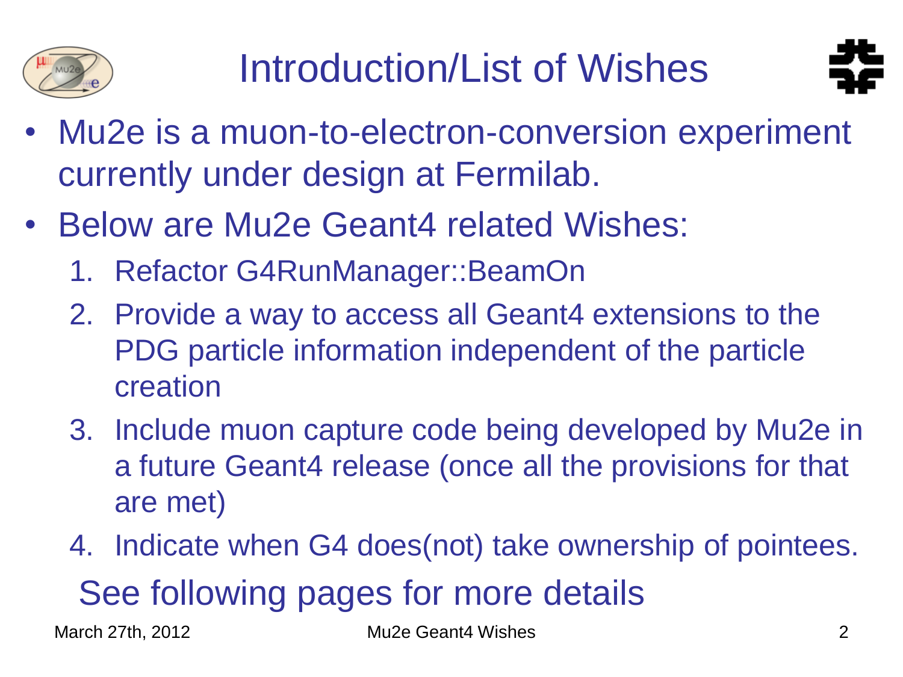# Introduction/List of Wishes

- Mu2e is a muon-to-electron-conversion experiment currently under design at Fermilab.
- Below are Mu2e Geant4 related Wishes:
  1. Refactor G4RunManager::BeamOn
  2. Provide a way to access all Geant4 extensions to the PDG particle information independent of the particle creation
  3. Include muon capture code being developed by Mu2e in a future Geant4 release (once all the provisions for that are met)
  4. Indicate when G4 does(not) take ownership of pointees.

See following pages for more details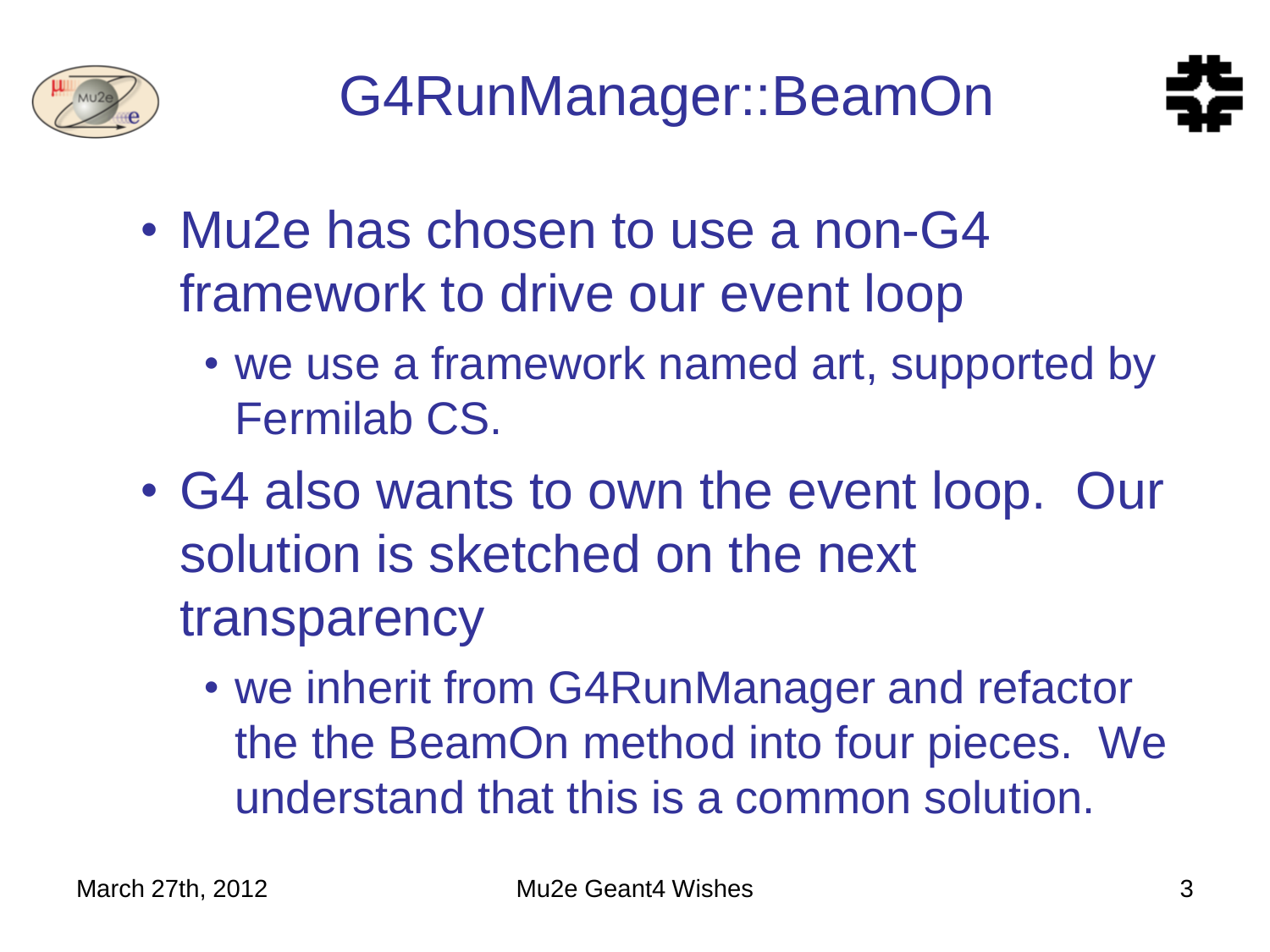# G4RunManager::BeamOn

- Mu2e has chosen to use a non-G4 framework to drive our event loop
  - we use a framework named art, supported by Fermilab CS.
- G4 also wants to own the event loop. Our solution is sketched on the next transparency
  - we inherit from G4RunManager and refactor the the BeamOn method into four pieces. We understand that this is a common solution.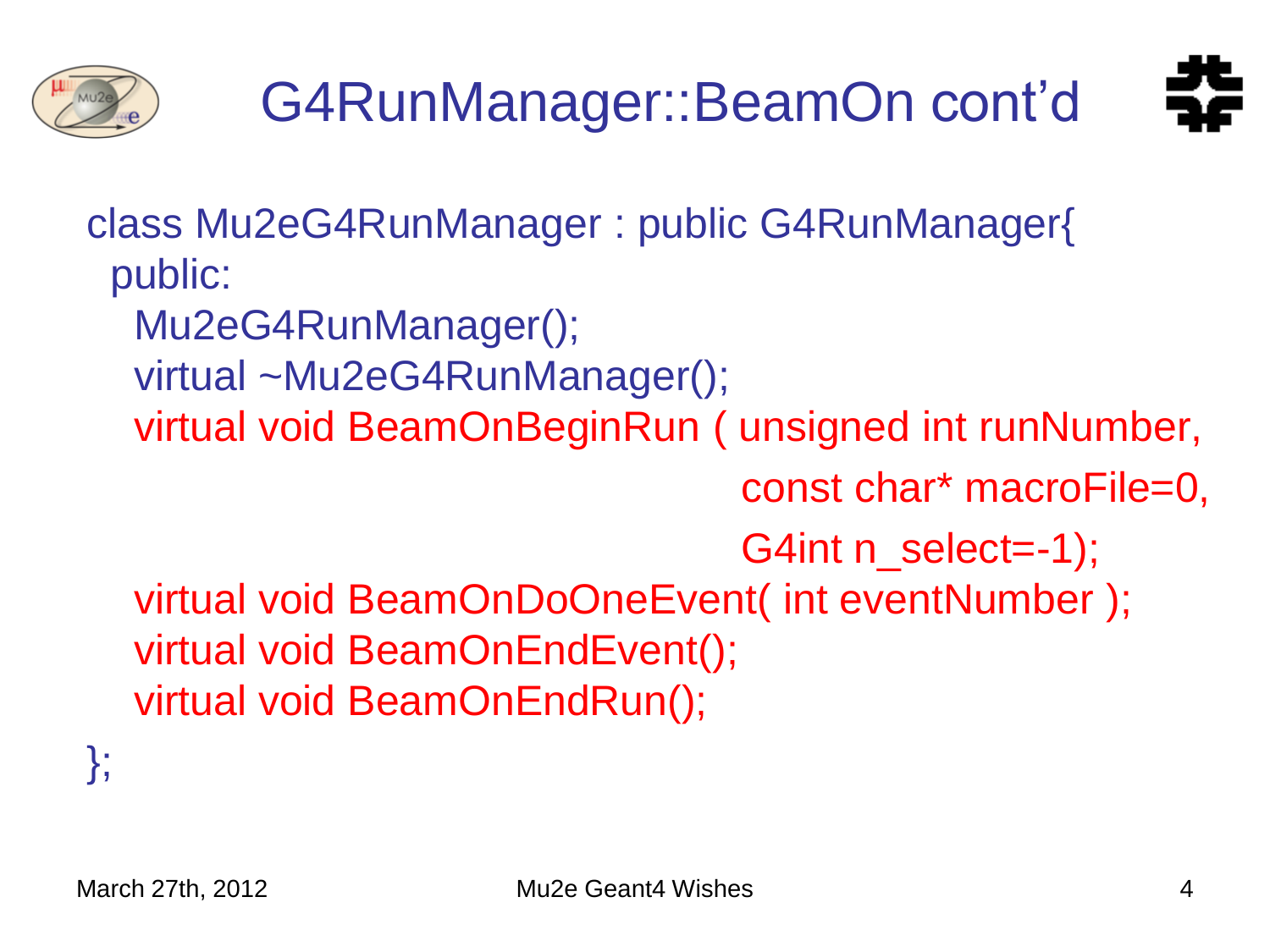# G4RunManager::BeamOn cont'd

```
class Mu2eG4RunManager : public G4RunManager{
 public:
  Mu2eG4RunManager();
  virtual ~Mu2eG4RunManager();
  virtual void BeamOnBeginRun ( unsigned int runNumber,
                                const char* macroFile=0,
                                G4int n_select=-1);
  virtual void BeamOnDoOneEvent( int eventNumber );
  virtual void BeamOnEndEvent();
  virtual void BeamOnEndRun();
};
```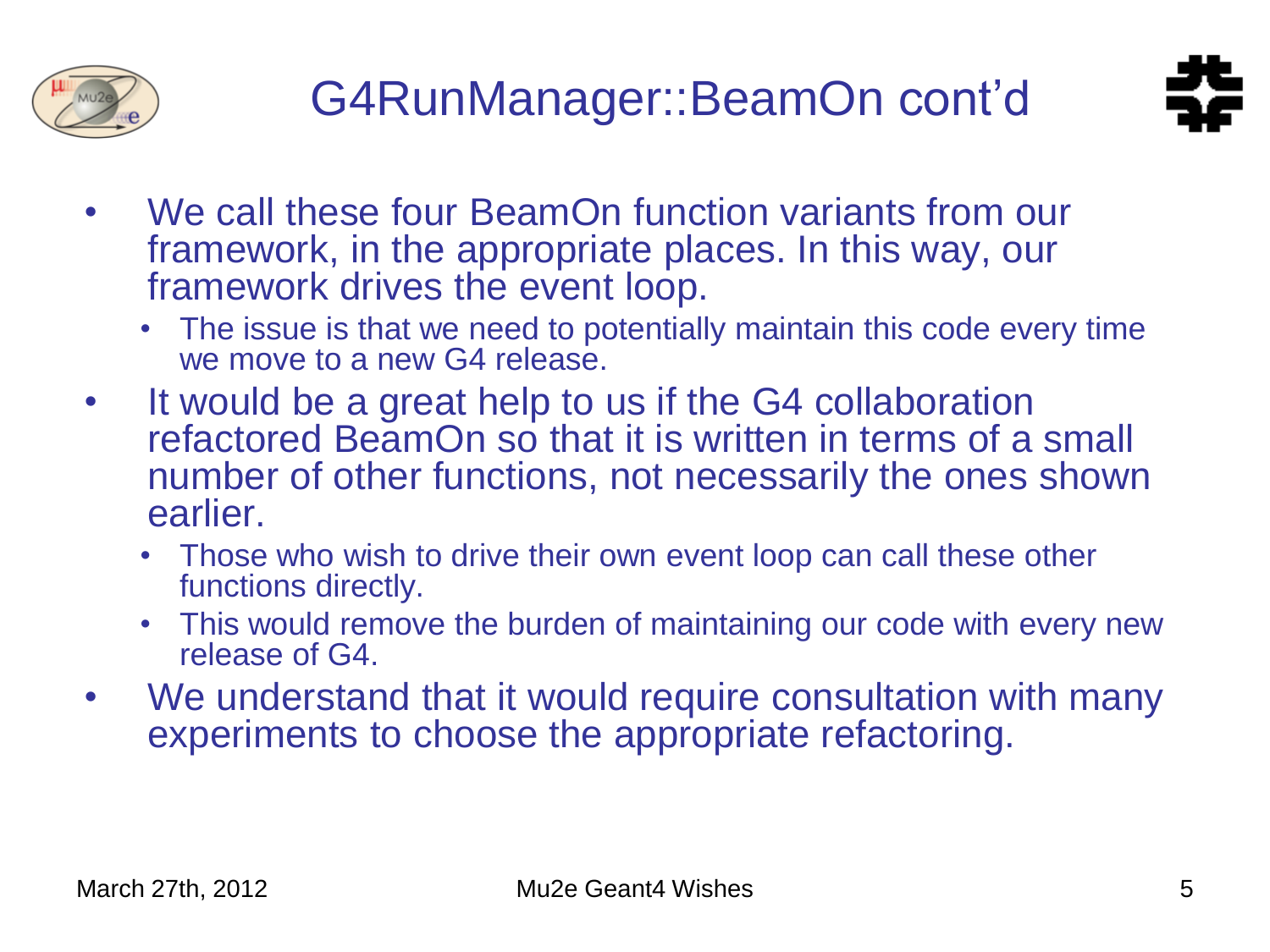# G4RunManager::BeamOn cont'd

- We call these four BeamOn function variants from our framework, in the appropriate places. In this way, our framework drives the event loop.
  - The issue is that we need to potentially maintain this code every time we move to a new G4 release.
- It would be a great help to us if the G4 collaboration refactored BeamOn so that it is written in terms of a small number of other functions, not necessarily the ones shown earlier.
  - Those who wish to drive their own event loop can call these other functions directly.
  - This would remove the burden of maintaining our code with every new release of G4.
- We understand that it would require consultation with many experiments to choose the appropriate refactoring.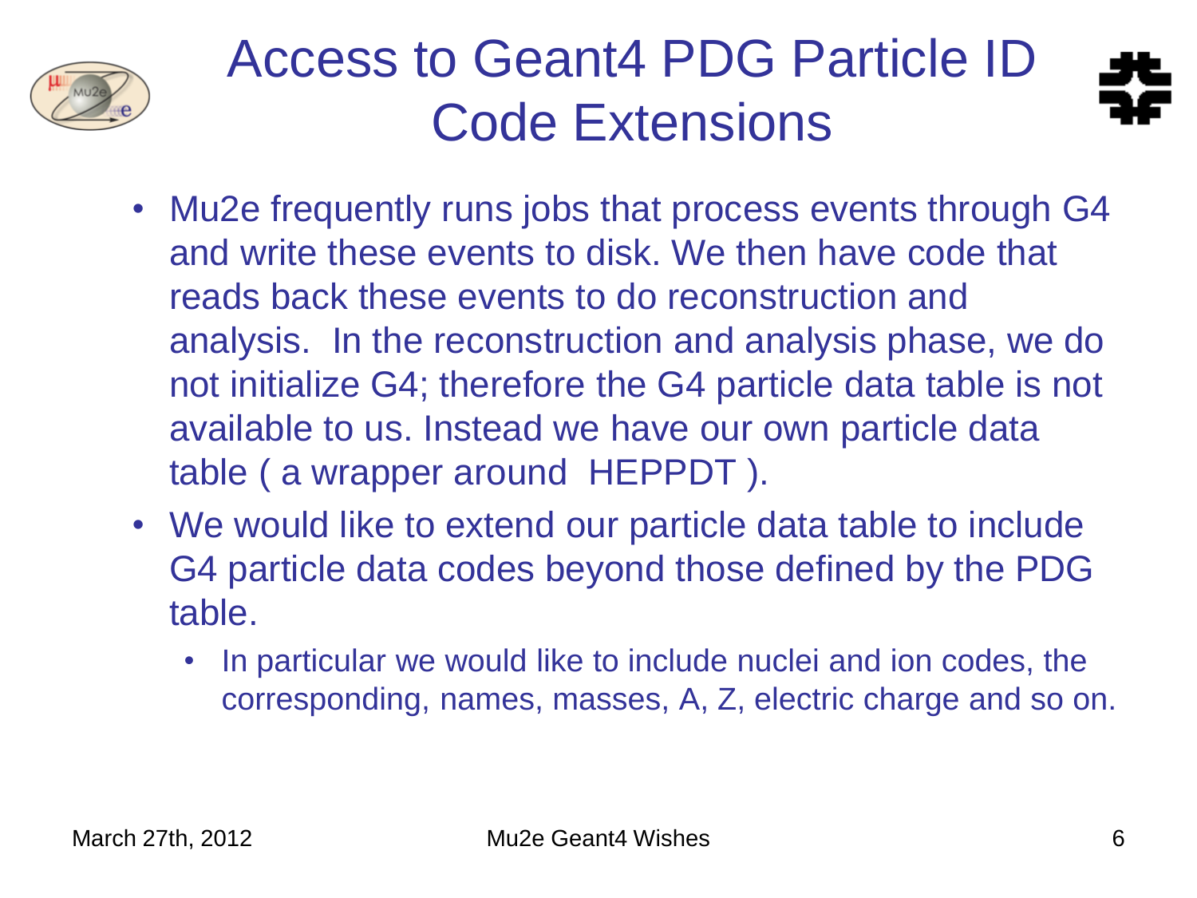# Access to Geant4 PDG Particle ID Code Extensions

- Mu2e frequently runs jobs that process events through G4 and write these events to disk. We then have code that reads back these events to do reconstruction and analysis. In the reconstruction and analysis phase, we do not initialize G4; therefore the G4 particle data table is not available to us. Instead we have our own particle data table ( a wrapper around HEPPDT ).
- We would like to extend our particle data table to include G4 particle data codes beyond those defined by the PDG table.
  - In particular we would like to include nuclei and ion codes, the corresponding, names, masses, A, Z, electric charge and so on.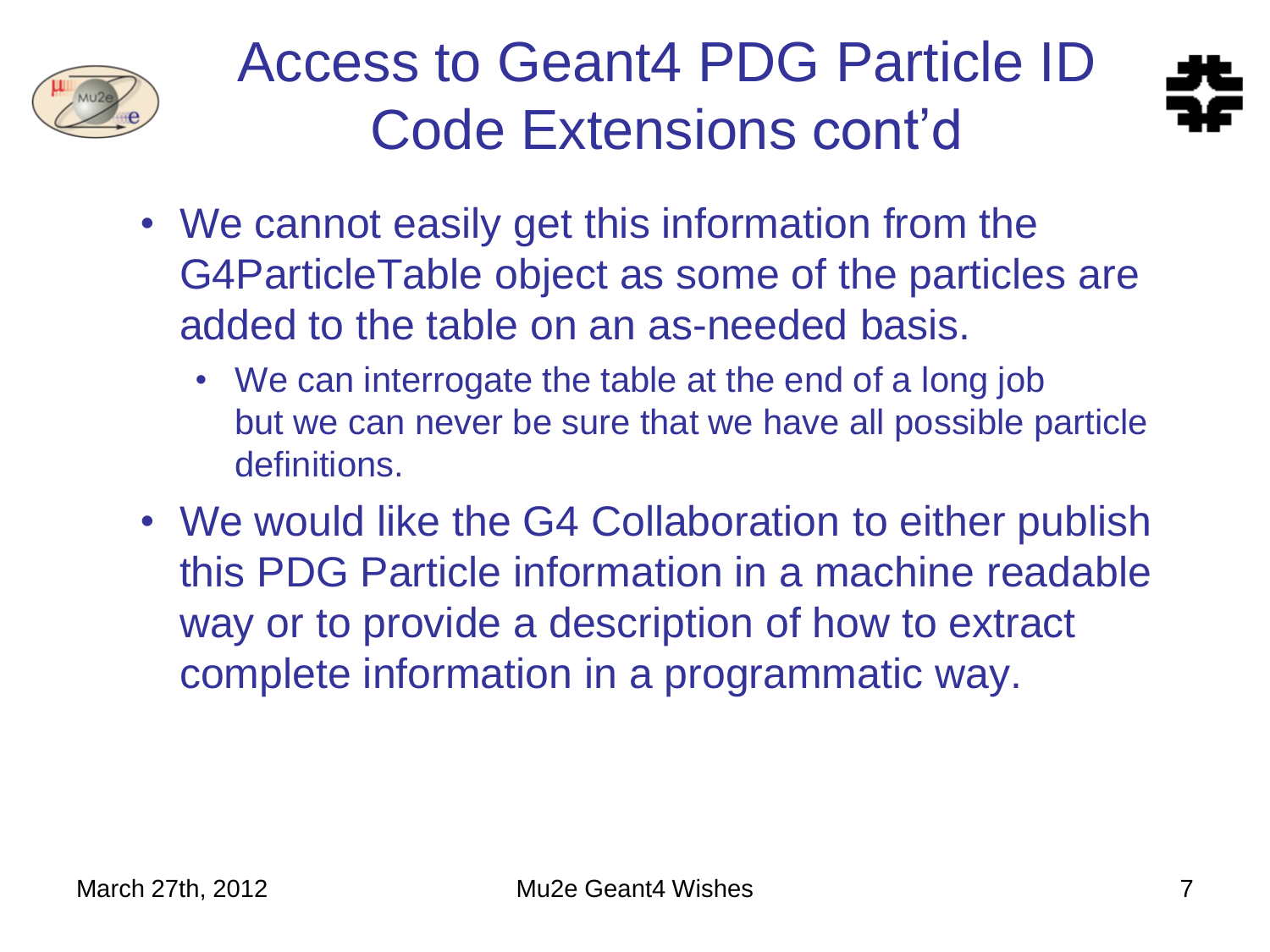# Access to Geant4 PDG Particle ID Code Extensions cont'd

- We cannot easily get this information from the G4ParticleTable object as some of the particles are added to the table on an as-needed basis.
  - We can interrogate the table at the end of a long job but we can never be sure that we have all possible particle definitions.
- We would like the G4 Collaboration to either publish this PDG Particle information in a machine readable way or to provide a description of how to extract complete information in a programmatic way.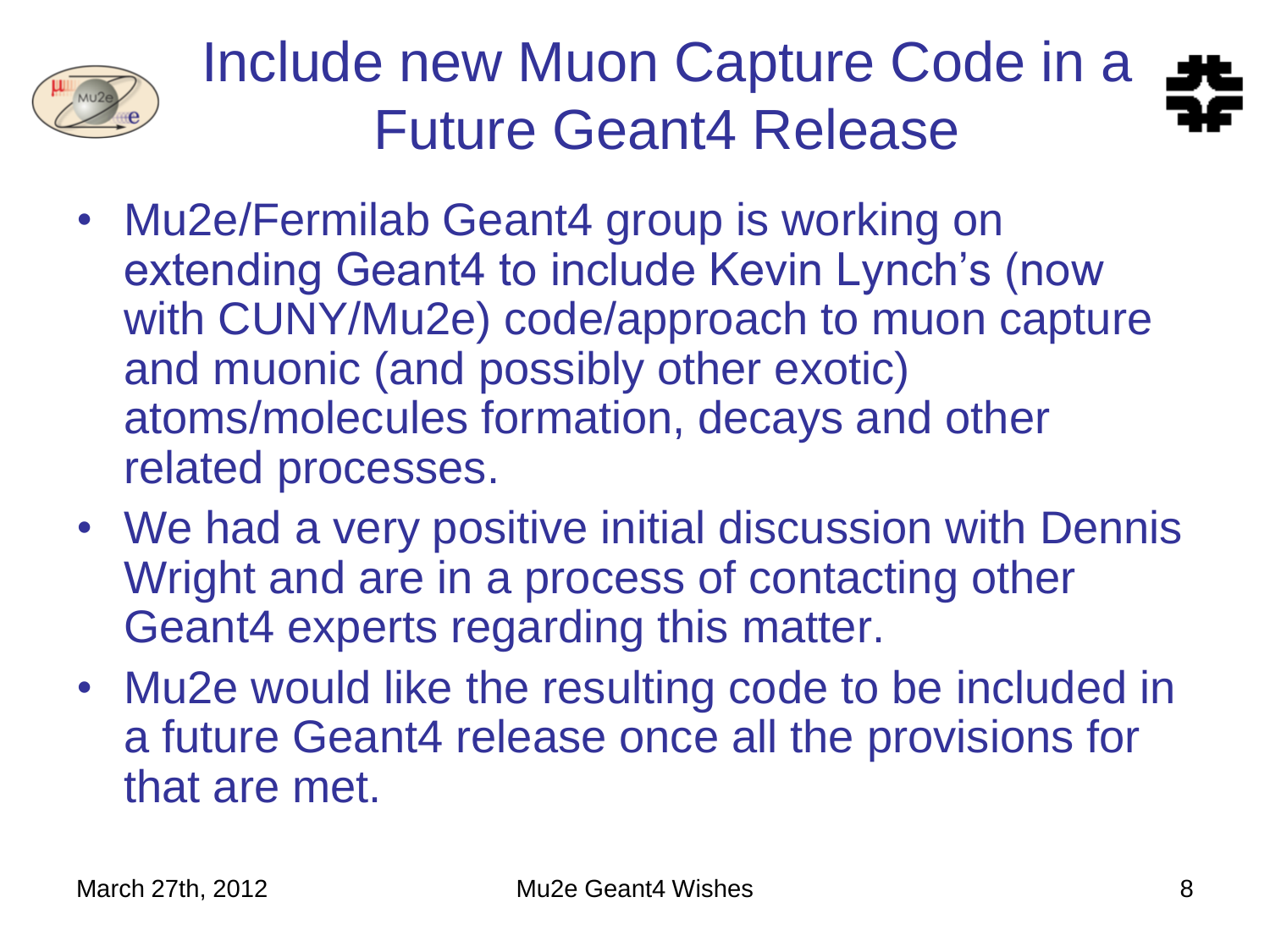# Include new Muon Capture Code in a Future Geant4 Release

- Mu2e/Fermilab Geant4 group is working on extending Geant4 to include Kevin Lynch's (now with CUNY/Mu2e) code/approach to muon capture and muonic (and possibly other exotic) atoms/molecules formation, decays and other related processes.
- We had a very positive initial discussion with Dennis Wright and are in a process of contacting other Geant4 experts regarding this matter.
- Mu2e would like the resulting code to be included in a future Geant4 release once all the provisions for that are met.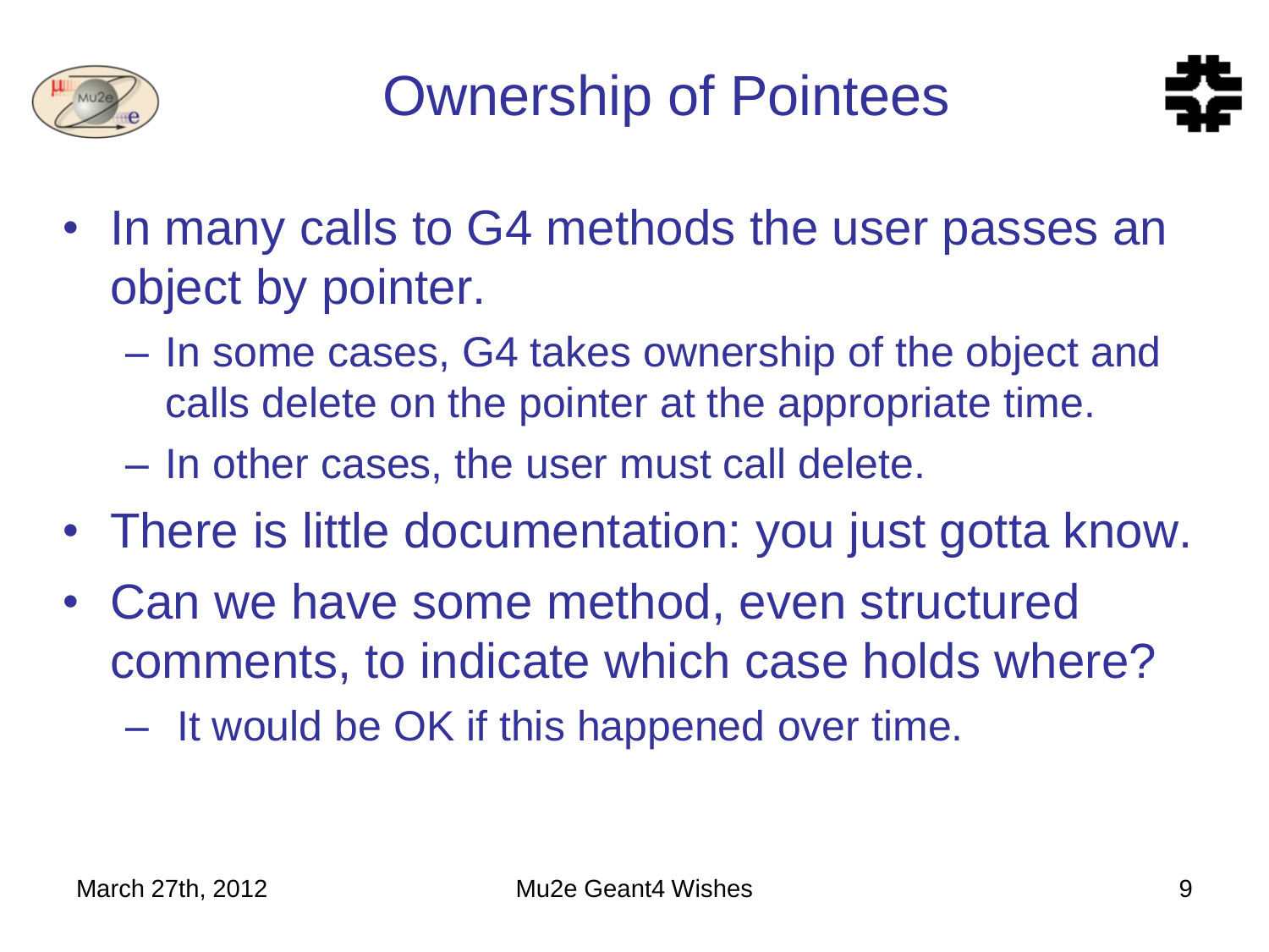# Ownership of Pointees

- In many calls to G4 methods the user passes an object by pointer.
  - In some cases, G4 takes ownership of the object and calls delete on the pointer at the appropriate time.
  - In other cases, the user must call delete.
- There is little documentation: you just gotta know.
- Can we have some method, even structured comments, to indicate which case holds where?
  - It would be OK if this happened over time.